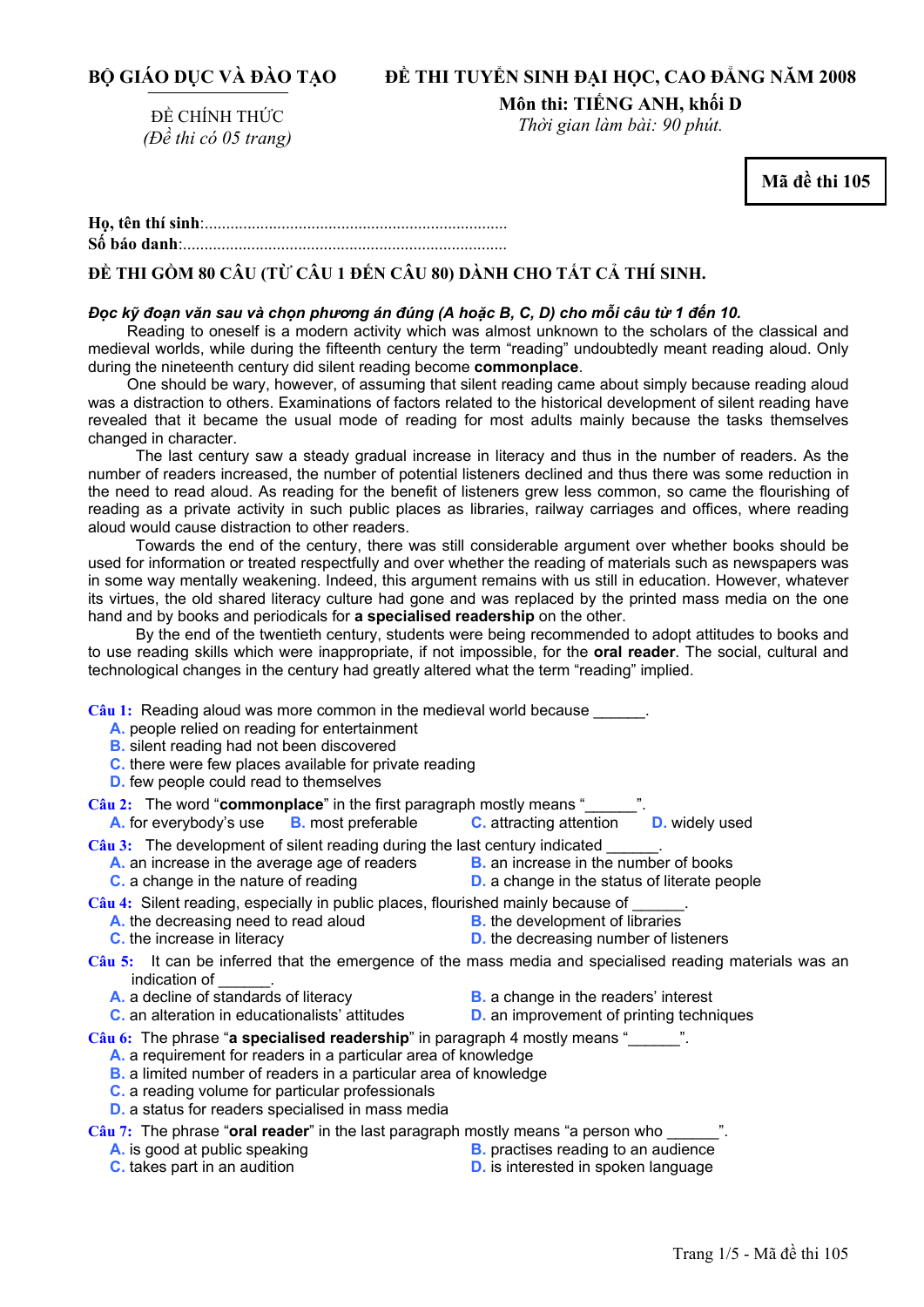**BỘ GIÁO DỤC VÀ ĐÀO TẠO**

ĐỀ CHÍNH THỨC
*(Đề thi có 05 trang)*

**ĐỀ THI TUYỂN SINH ĐẠI HỌC, CAO ĐẲNG NĂM 2008**
**Môn thi: TIẾNG ANH, khối D**
*Thời gian làm bài: 90 phút.*

**Mã đề thi 105**

**Họ, tên thí sinh**:.......................................................................
**Số báo danh**:...........................................................................

**ĐỀ THI GỒM 80 CÂU (TỪ CÂU 1 ĐẾN CÂU 80) DÀNH CHO TẤT CẢ THÍ SINH.**

***Đọc kỹ đoạn văn sau và chọn phương án đúng (A hoặc B, C, D) cho mỗi câu từ 1 đến 10.***

Reading to oneself is a modern activity which was almost unknown to the scholars of the classical and medieval worlds, while during the fifteenth century the term "reading" undoubtedly meant reading aloud. Only during the nineteenth century did silent reading become **commonplace**.

One should be wary, however, of assuming that silent reading came about simply because reading aloud was a distraction to others. Examinations of factors related to the historical development of silent reading have revealed that it became the usual mode of reading for most adults mainly because the tasks themselves changed in character.

The last century saw a steady gradual increase in literacy and thus in the number of readers. As the number of readers increased, the number of potential listeners declined and thus there was some reduction in the need to read aloud. As reading for the benefit of listeners grew less common, so came the flourishing of reading as a private activity in such public places as libraries, railway carriages and offices, where reading aloud would cause distraction to other readers.

Towards the end of the century, there was still considerable argument over whether books should be used for information or treated respectfully and over whether the reading of materials such as newspapers was in some way mentally weakening. Indeed, this argument remains with us still in education. However, whatever its virtues, the old shared literacy culture had gone and was replaced by the printed mass media on the one hand and by books and periodicals for **a specialised readership** on the other.

By the end of the twentieth century, students were being recommended to adopt attitudes to books and to use reading skills which were inappropriate, if not impossible, for the **oral reader**. The social, cultural and technological changes in the century had greatly altered what the term "reading" implied.

**Câu 1:** Reading aloud was more common in the medieval world because ______.
A. people relied on reading for entertainment
B. silent reading had not been discovered
C. there were few places available for private reading
D. few people could read to themselves

**Câu 2:** The word "**commonplace**" in the first paragraph mostly means "______".
A. for everybody's use
B. most preferable
C. attracting attention
D. widely used

**Câu 3:** The development of silent reading during the last century indicated ______.
A. an increase in the average age of readers
B. an increase in the number of books
C. a change in the nature of reading
D. a change in the status of literate people

**Câu 4:** Silent reading, especially in public places, flourished mainly because of ______.
A. the decreasing need to read aloud
B. the development of libraries
C. the increase in literacy
D. the decreasing number of listeners

**Câu 5:** It can be inferred that the emergence of the mass media and specialised reading materials was an indication of ______.
A. a decline of standards of literacy
B. a change in the readers' interest
C. an alteration in educationalists' attitudes
D. an improvement of printing techniques

**Câu 6:** The phrase "**a specialised readership**" in paragraph 4 mostly means "______".
A. a requirement for readers in a particular area of knowledge
B. a limited number of readers in a particular area of knowledge
C. a reading volume for particular professionals
D. a status for readers specialised in mass media

**Câu 7:** The phrase "**oral reader**" in the last paragraph mostly means "a person who ______".
A. is good at public speaking
B. practises reading to an audience
C. takes part in an audition
D. is interested in spoken language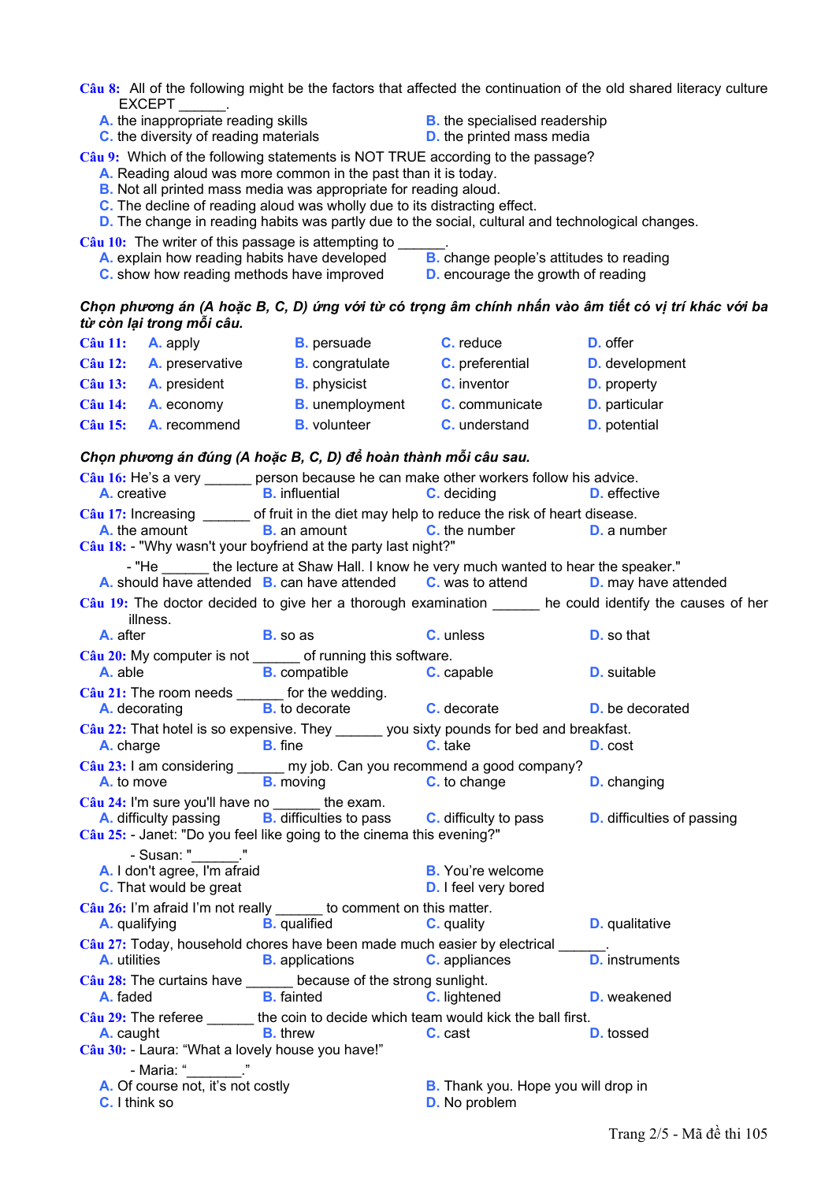**Câu 8:** All of the following might be the factors that affected the continuation of the old shared literacy culture EXCEPT ______.

A. the inappropriate reading skills
B. the specialised readership
C. the diversity of reading materials
D. the printed mass media

**Câu 9:** Which of the following statements is NOT TRUE according to the passage?

A. Reading aloud was more common in the past than it is today.
B. Not all printed mass media was appropriate for reading aloud.
C. The decline of reading aloud was wholly due to its distracting effect.
D. The change in reading habits was partly due to the social, cultural and technological changes.

**Câu 10:** The writer of this passage is attempting to ______.

A. explain how reading habits have developed
B. change people's attitudes to reading
C. show how reading methods have improved
D. encourage the growth of reading

***Chọn phương án (A hoặc B, C, D) ứng với từ có trọng âm chính nhấn vào âm tiết có vị trí khác với ba từ còn lại trong mỗi câu.***

**Câu 11:** A. apply B. persuade C. reduce D. offer

**Câu 12:** A. preservative B. congratulate C. preferential D. development

**Câu 13:** A. president B. physicist C. inventor D. property

**Câu 14:** A. economy B. unemployment C. communicate D. particular

**Câu 15:** A. recommend B. volunteer C. understand D. potential

***Chọn phương án đúng (A hoặc B, C, D) để hoàn thành mỗi câu sau.***

**Câu 16:** He's a very ______ person because he can make other workers follow his advice.

A. creative B. influential C. deciding D. effective

**Câu 17:** Increasing ______ of fruit in the diet may help to reduce the risk of heart disease.

A. the amount B. an amount C. the number D. a number

**Câu 18:** - "Why wasn't your boyfriend at the party last night?"

- "He ______ the lecture at Shaw Hall. I know he very much wanted to hear the speaker."

A. should have attended B. can have attended C. was to attend D. may have attended

**Câu 19:** The doctor decided to give her a thorough examination ______ he could identify the causes of her illness.

A. after B. so as C. unless D. so that

**Câu 20:** My computer is not ______ of running this software.

A. able B. compatible C. capable D. suitable

**Câu 21:** The room needs ______ for the wedding.

A. decorating B. to decorate C. decorate D. be decorated

**Câu 22:** That hotel is so expensive. They ______ you sixty pounds for bed and breakfast.

A. charge B. fine C. take D. cost

**Câu 23:** I am considering ______ my job. Can you recommend a good company?

A. to move B. moving C. to change D. changing

**Câu 24:** I'm sure you'll have no ______ the exam.

A. difficulty passing B. difficulties to pass C. difficulty to pass D. difficulties of passing

**Câu 25:** - Janet: "Do you feel like going to the cinema this evening?"

- Susan: "______."

A. I don't agree, I'm afraid
B. You're welcome
C. That would be great
D. I feel very bored

**Câu 26:** I'm afraid I'm not really ______ to comment on this matter.

A. qualifying B. qualified C. quality D. qualitative

**Câu 27:** Today, household chores have been made much easier by electrical ______.

A. utilities B. applications C. appliances D. instruments

**Câu 28:** The curtains have ______ because of the strong sunlight.

A. faded B. fainted C. lightened D. weakened

**Câu 29:** The referee ______ the coin to decide which team would kick the ball first.

A. caught B. threw C. cast D. tossed

**Câu 30:** - Laura: "What a lovely house you have!"

- Maria: "______."

A. Of course not, it's not costly
B. Thank you. Hope you will drop in
C. I think so
D. No problem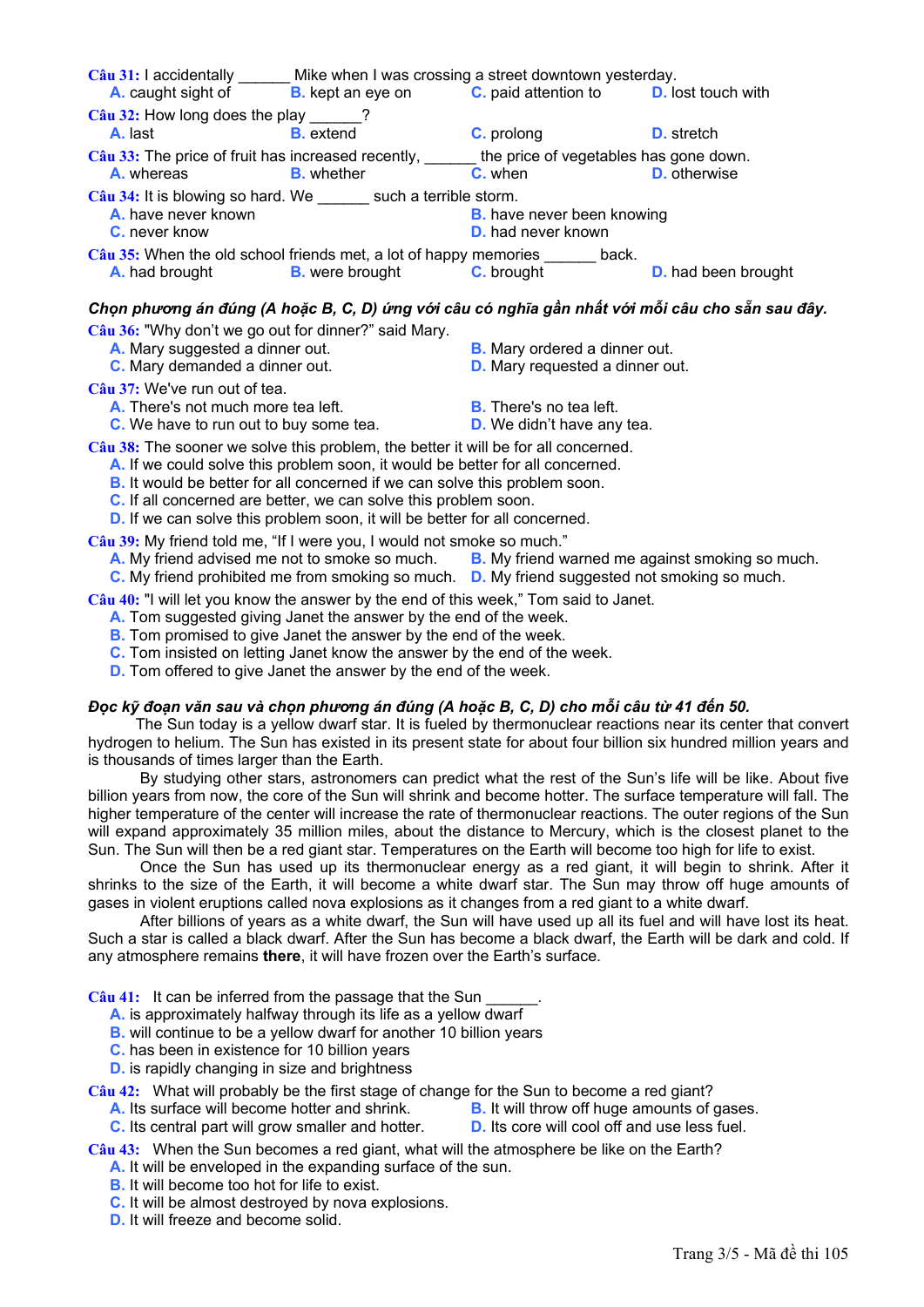**Câu 31:** I accidentally ______ Mike when I was crossing a street downtown yesterday.
A. caught sight of  B. kept an eye on  C. paid attention to  D. lost touch with

**Câu 32:** How long does the play ______?
A. last  B. extend  C. prolong  D. stretch

**Câu 33:** The price of fruit has increased recently, ______ the price of vegetables has gone down.
A. whereas  B. whether  C. when  D. otherwise

**Câu 34:** It is blowing so hard. We ______ such a terrible storm.
A. have never known  B. have never been knowing
C. never know  D. had never known

**Câu 35:** When the old school friends met, a lot of happy memories ______ back.
A. had brought  B. were brought  C. brought  D. had been brought

***Chọn phương án đúng (A hoặc B, C, D) ứng với câu có nghĩa gần nhất với mỗi câu cho sẵn sau đây.***

**Câu 36:** "Why don't we go out for dinner?" said Mary.
A. Mary suggested a dinner out.  B. Mary ordered a dinner out.
C. Mary demanded a dinner out.  D. Mary requested a dinner out.

**Câu 37:** We've run out of tea.
A. There's not much more tea left.  B. There's no tea left.
C. We have to run out to buy some tea.  D. We didn't have any tea.

**Câu 38:** The sooner we solve this problem, the better it will be for all concerned.
A. If we could solve this problem soon, it would be better for all concerned.
B. It would be better for all concerned if we can solve this problem soon.
C. If all concerned are better, we can solve this problem soon.
D. If we can solve this problem soon, it will be better for all concerned.

**Câu 39:** My friend told me, "If I were you, I would not smoke so much."
A. My friend advised me not to smoke so much.  B. My friend warned me against smoking so much.
C. My friend prohibited me from smoking so much.  D. My friend suggested not smoking so much.

**Câu 40:** "I will let you know the answer by the end of this week," Tom said to Janet.
A. Tom suggested giving Janet the answer by the end of the week.
B. Tom promised to give Janet the answer by the end of the week.
C. Tom insisted on letting Janet know the answer by the end of the week.
D. Tom offered to give Janet the answer by the end of the week.

***Đọc kỹ đoạn văn sau và chọn phương án đúng (A hoặc B, C, D) cho mỗi câu từ 41 đến 50.***

The Sun today is a yellow dwarf star. It is fueled by thermonuclear reactions near its center that convert hydrogen to helium. The Sun has existed in its present state for about four billion six hundred million years and is thousands of times larger than the Earth.

By studying other stars, astronomers can predict what the rest of the Sun's life will be like. About five billion years from now, the core of the Sun will shrink and become hotter. The surface temperature will fall. The higher temperature of the center will increase the rate of thermonuclear reactions. The outer regions of the Sun will expand approximately 35 million miles, about the distance to Mercury, which is the closest planet to the Sun. The Sun will then be a red giant star. Temperatures on the Earth will become too high for life to exist.

Once the Sun has used up its thermonuclear energy as a red giant, it will begin to shrink. After it shrinks to the size of the Earth, it will become a white dwarf star. The Sun may throw off huge amounts of gases in violent eruptions called nova explosions as it changes from a red giant to a white dwarf.

After billions of years as a white dwarf, the Sun will have used up all its fuel and will have lost its heat. Such a star is called a black dwarf. After the Sun has become a black dwarf, the Earth will be dark and cold. If any atmosphere remains **there**, it will have frozen over the Earth's surface.

**Câu 41:** It can be inferred from the passage that the Sun ______.
A. is approximately halfway through its life as a yellow dwarf
B. will continue to be a yellow dwarf for another 10 billion years
C. has been in existence for 10 billion years
D. is rapidly changing in size and brightness

**Câu 42:** What will probably be the first stage of change for the Sun to become a red giant?
A. Its surface will become hotter and shrink.  B. It will throw off huge amounts of gases.
C. Its central part will grow smaller and hotter.  D. Its core will cool off and use less fuel.

**Câu 43:** When the Sun becomes a red giant, what will the atmosphere be like on the Earth?
A. It will be enveloped in the expanding surface of the sun.
B. It will become too hot for life to exist.
C. It will be almost destroyed by nova explosions.
D. It will freeze and become solid.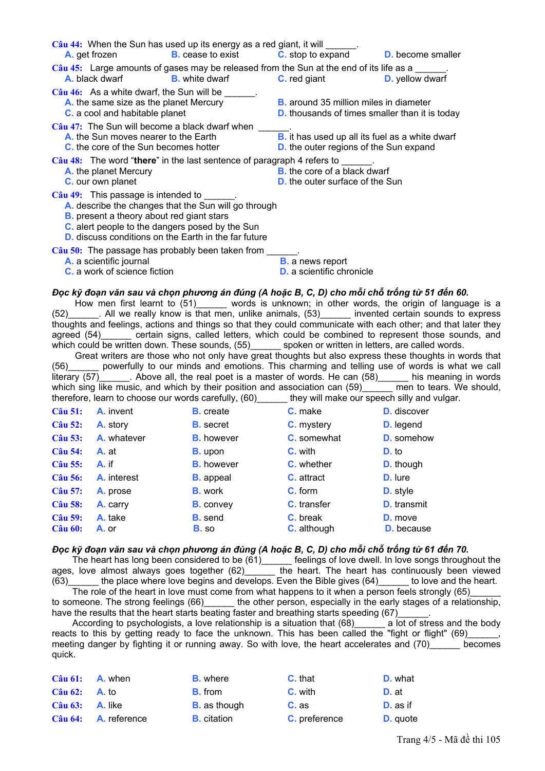**Câu 44:** When the Sun has used up its energy as a red giant, it will ______.
A. get frozen    B. cease to exist    C. stop to expand    D. become smaller

**Câu 45:** Large amounts of gases may be released from the Sun at the end of its life as a ______.
A. black dwarf    B. white dwarf    C. red giant    D. yellow dwarf

**Câu 46:** As a white dwarf, the Sun will be ______.
A. the same size as the planet Mercury
B. around 35 million miles in diameter
C. a cool and habitable planet
D. thousands of times smaller than it is today

**Câu 47:** The Sun will become a black dwarf when ______.
A. the Sun moves nearer to the Earth
B. it has used up all its fuel as a white dwarf
C. the core of the Sun becomes hotter
D. the outer regions of the Sun expand

**Câu 48:** The word "**there**" in the last sentence of paragraph 4 refers to ______.
A. the planet Mercury
B. the core of a black dwarf
C. our own planet
D. the outer surface of the Sun

**Câu 49:** This passage is intended to ______.
A. describe the changes that the Sun will go through
B. present a theory about red giant stars
C. alert people to the dangers posed by the Sun
D. discuss conditions on the Earth in the far future

**Câu 50:** The passage has probably been taken from ______.
A. a scientific journal
B. a news report
C. a work of science fiction
D. a scientific chronicle

***Đọc kỹ đoạn văn sau và chọn phương án đúng (A hoặc B, C, D) cho mỗi chỗ trống từ 51 đến 60.***

How men first learnt to (51)______ words is unknown; in other words, the origin of language is a (52)______. All we really know is that men, unlike animals, (53)______ invented certain sounds to express thoughts and feelings, actions and things so that they could communicate with each other; and that later they agreed (54)______ certain signs, called letters, which could be combined to represent those sounds, and which could be written down. These sounds, (55)______ spoken or written in letters, are called words.

Great writers are those who not only have great thoughts but also express these thoughts in words that (56)______ powerfully to our minds and emotions. This charming and telling use of words is what we call literary (57)______. Above all, the real poet is a master of words. He can (58)______ his meaning in words which sing like music, and which by their position and association can (59)______ men to tears. We should, therefore, learn to choose our words carefully, (60)______ they will make our speech silly and vulgar.

| | | | | |
|---|---|---|---|---|
| **Câu 51:** | A. invent | B. create | C. make | D. discover |
| **Câu 52:** | A. story | B. secret | C. mystery | D. legend |
| **Câu 53:** | A. whatever | B. however | C. somewhat | D. somehow |
| **Câu 54:** | A. at | B. upon | C. with | D. to |
| **Câu 55:** | A. if | B. however | C. whether | D. though |
| **Câu 56:** | A. interest | B. appeal | C. attract | D. lure |
| **Câu 57:** | A. prose | B. work | C. form | D. style |
| **Câu 58:** | A. carry | B. convey | C. transfer | D. transmit |
| **Câu 59:** | A. take | B. send | C. break | D. move |
| **Câu 60:** | A. or | B. so | C. although | D. because |

***Đọc kỹ đoạn văn sau và chọn phương án đúng (A hoặc B, C, D) cho mỗi chỗ trống từ 61 đến 70.***

The heart has long been considered to be (61)______ feelings of love dwell. In love songs throughout the ages, love almost always goes together (62)______ the heart. The heart has continuously been viewed (63)______ the place where love begins and develops. Even the Bible gives (64)______ to love and the heart.

The role of the heart in love must come from what happens to it when a person feels strongly (65)______ to someone. The strong feelings (66)______ the other person, especially in the early stages of a relationship, have the results that the heart starts beating faster and breathing starts speeding (67)______.

According to psychologists, a love relationship is a situation that (68)______ a lot of stress and the body reacts to this by getting ready to face the unknown. This has been called the "fight or flight" (69)______, meeting danger by fighting it or running away. So with love, the heart accelerates and (70)______ becomes quick.

| | | | | |
|---|---|---|---|---|
| **Câu 61:** | A. when | B. where | C. that | D. what |
| **Câu 62:** | A. to | B. from | C. with | D. at |
| **Câu 63:** | A. like | B. as though | C. as | D. as if |
| **Câu 64:** | A. reference | B. citation | C. preference | D. quote |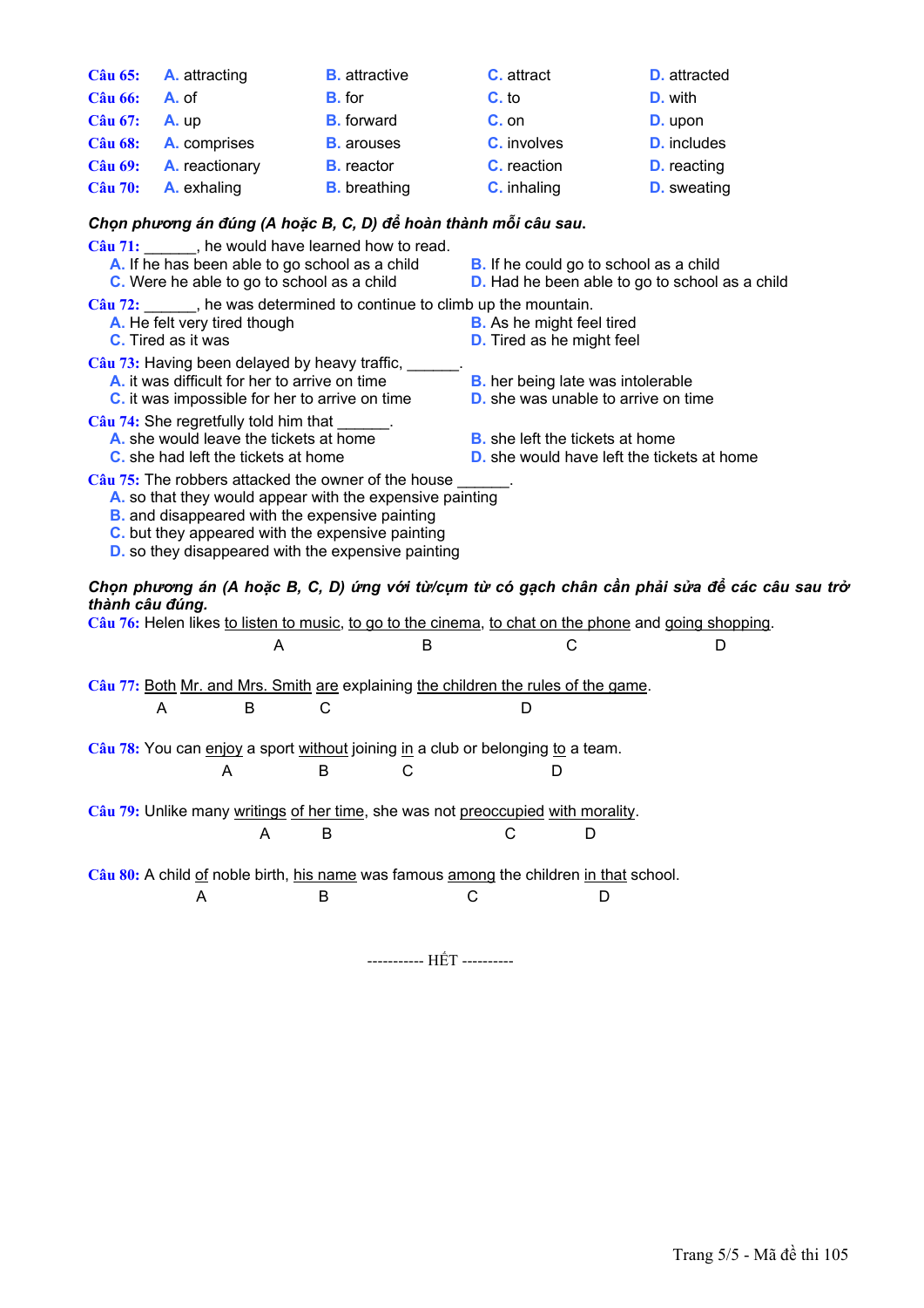**Câu 65:** A. attracting B. attractive C. attract D. attracted

**Câu 66:** A. of B. for C. to D. with

**Câu 67:** A. up B. forward C. on D. upon

**Câu 68:** A. comprises B. arouses C. involves D. includes

**Câu 69:** A. reactionary B. reactor C. reaction D. reacting

**Câu 70:** A. exhaling B. breathing C. inhaling D. sweating

***Chọn phương án đúng (A hoặc B, C, D) để hoàn thành mỗi câu sau.***

**Câu 71:** ______, he would have learned how to read.

A. If he has been able to go school as a child
B. If he could go to school as a child
C. Were he able to go to school as a child
D. Had he been able to go to school as a child

**Câu 72:** ______, he was determined to continue to climb up the mountain.

A. He felt very tired though
B. As he might feel tired
C. Tired as it was
D. Tired as he might feel

**Câu 73:** Having been delayed by heavy traffic, ______.

A. it was difficult for her to arrive on time
B. her being late was intolerable
C. it was impossible for her to arrive on time
D. she was unable to arrive on time

**Câu 74:** She regretfully told him that ______.

A. she would leave the tickets at home
B. she left the tickets at home
C. she had left the tickets at home
D. she would have left the tickets at home

**Câu 75:** The robbers attacked the owner of the house ______.

A. so that they would appear with the expensive painting
B. and disappeared with the expensive painting
C. but they appeared with the expensive painting
D. so they disappeared with the expensive painting

***Chọn phương án (A hoặc B, C, D) ứng với từ/cụm từ có gạch chân cần phải sửa để các câu sau trở thành câu đúng.***

**Câu 76:** Helen likes <u>to listen to music</u> (A), <u>to go to the cinema</u> (B), <u>to chat on the phone</u> (C) and <u>going shopping</u> (D).

**Câu 77:** <u>Both</u> (A) <u>Mr. and Mrs. Smith</u> (B) <u>are</u> (C) explaining <u>the children the rules of the game</u> (D).

**Câu 78:** You can <u>enjoy</u> (A) a sport <u>without</u> (B) joining <u>in</u> (C) a club or belonging <u>to</u> (D) a team.

**Câu 79:** Unlike many <u>writings</u> (A) <u>of her time</u> (B), she was not <u>preoccupied</u> (C) <u>with morality</u> (D).

**Câu 80:** A child <u>of</u> (A) noble birth, <u>his name</u> (B) was famous <u>among</u> (C) the children <u>in that</u> (D) school.

----------- HẾT ----------